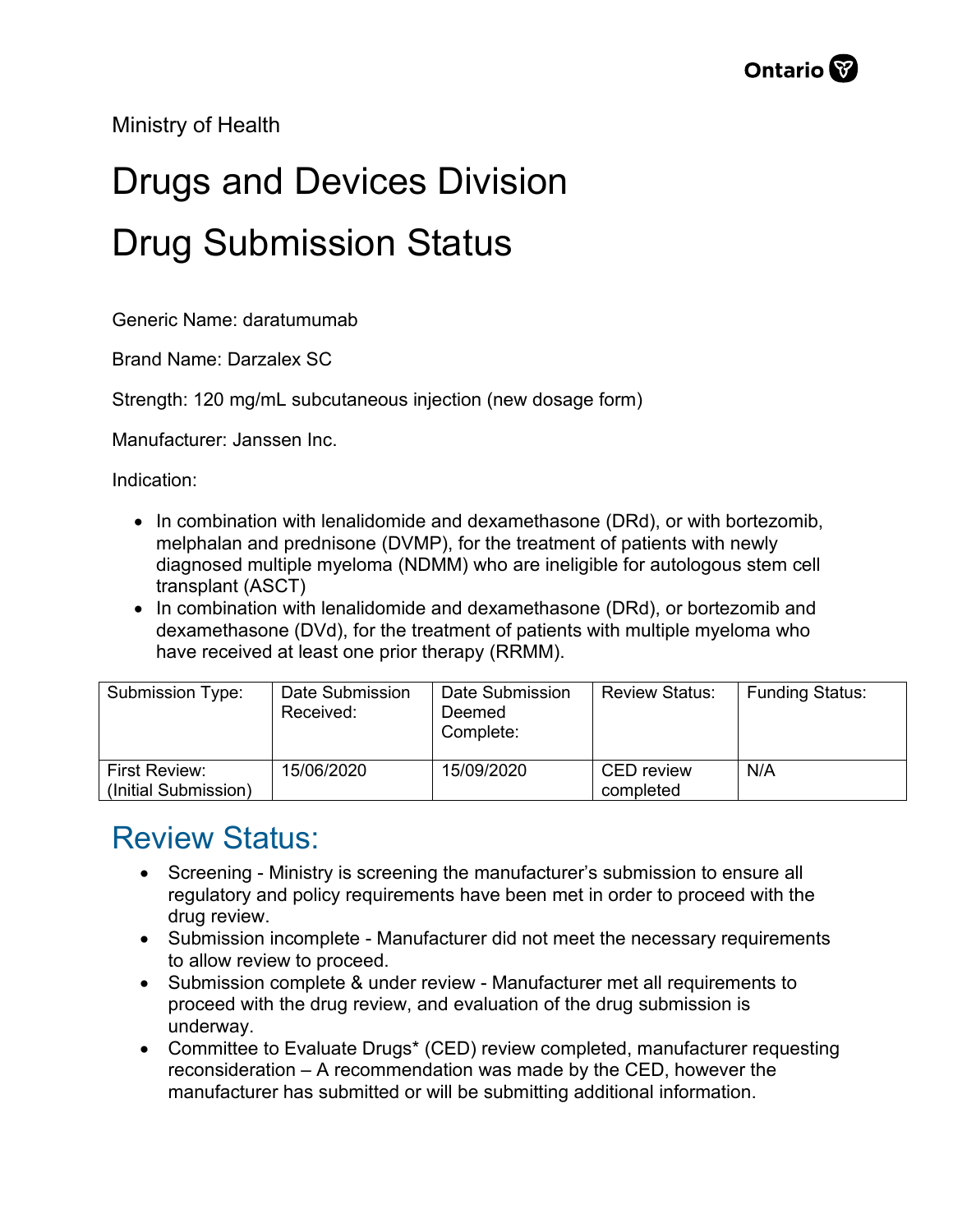Ministry of Health

# Drugs and Devices Division

# Drug Submission Status

Generic Name: daratumumab

Brand Name: Darzalex SC

Strength: 120 mg/mL subcutaneous injection (new dosage form)

Manufacturer: Janssen Inc.

Indication:

- In combination with lenalidomide and dexamethasone (DRd), or with bortezomib, melphalan and prednisone (DVMP), for the treatment of patients with newly diagnosed multiple myeloma (NDMM) who are ineligible for autologous stem cell transplant (ASCT)
- In combination with lenalidomide and dexamethasone (DRd), or bortezomib and dexamethasone (DVd), for the treatment of patients with multiple myeloma who have received at least one prior therapy (RRMM).

| Submission Type: | Date Submission Received: | Date Submission Deemed Complete: | Review Status: | Funding Status: |
|---|---|---|---|---|
| First Review: (Initial Submission) | 15/06/2020 | 15/09/2020 | CED review completed | N/A |

## Review Status:

- Screening - Ministry is screening the manufacturer's submission to ensure all regulatory and policy requirements have been met in order to proceed with the drug review.
- Submission incomplete - Manufacturer did not meet the necessary requirements to allow review to proceed.
- Submission complete & under review - Manufacturer met all requirements to proceed with the drug review, and evaluation of the drug submission is underway.
- Committee to Evaluate Drugs* (CED) review completed, manufacturer requesting reconsideration – A recommendation was made by the CED, however the manufacturer has submitted or will be submitting additional information.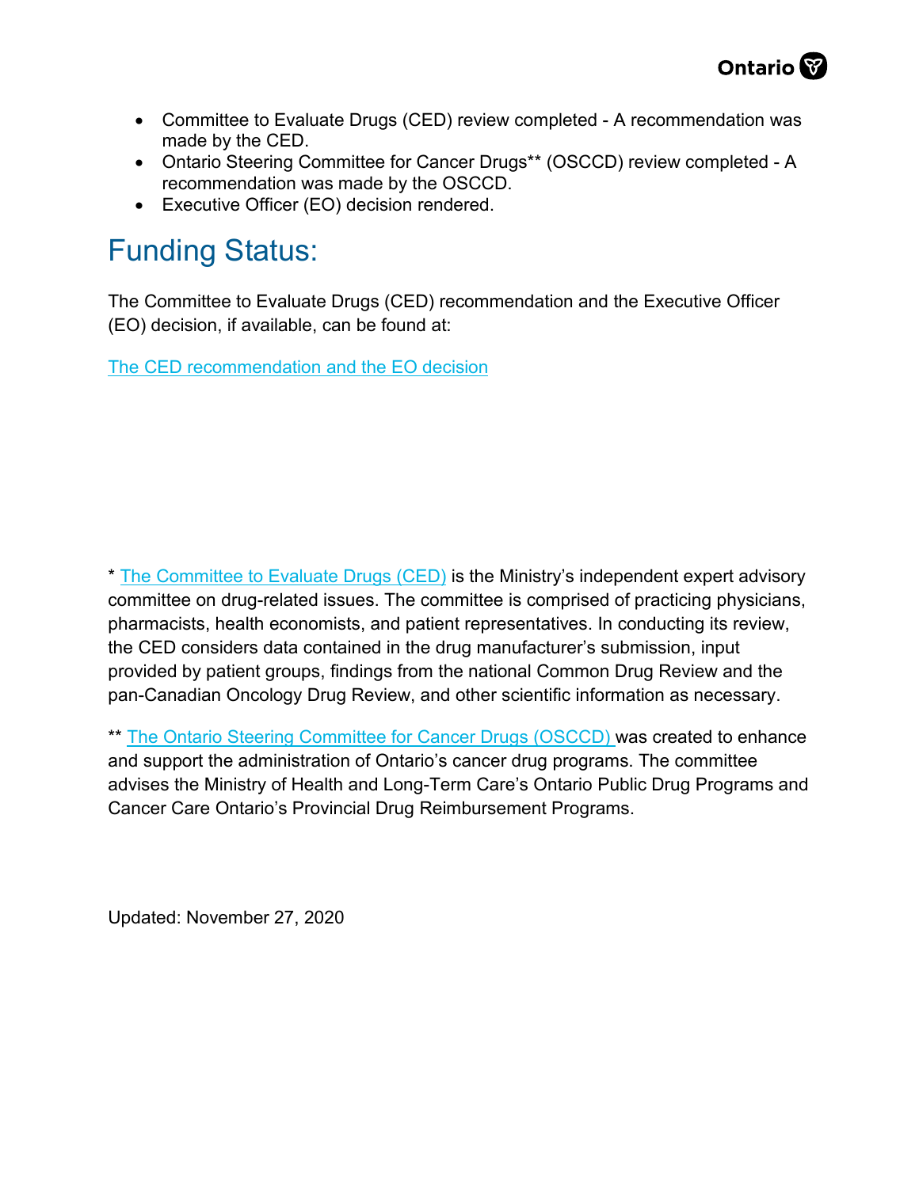- Committee to Evaluate Drugs (CED) review completed - A recommendation was made by the CED.
- Ontario Steering Committee for Cancer Drugs** (OSCCD) review completed - A recommendation was made by the OSCCD.
- Executive Officer (EO) decision rendered.

# Funding Status:

The Committee to Evaluate Drugs (CED) recommendation and the Executive Officer (EO) decision, if available, can be found at:

The CED recommendation and the EO decision

* The Committee to Evaluate Drugs (CED) is the Ministry's independent expert advisory committee on drug-related issues. The committee is comprised of practicing physicians, pharmacists, health economists, and patient representatives. In conducting its review, the CED considers data contained in the drug manufacturer's submission, input provided by patient groups, findings from the national Common Drug Review and the pan-Canadian Oncology Drug Review, and other scientific information as necessary.

** The Ontario Steering Committee for Cancer Drugs (OSCCD) was created to enhance and support the administration of Ontario's cancer drug programs. The committee advises the Ministry of Health and Long-Term Care's Ontario Public Drug Programs and Cancer Care Ontario's Provincial Drug Reimbursement Programs.

Updated: November 27, 2020